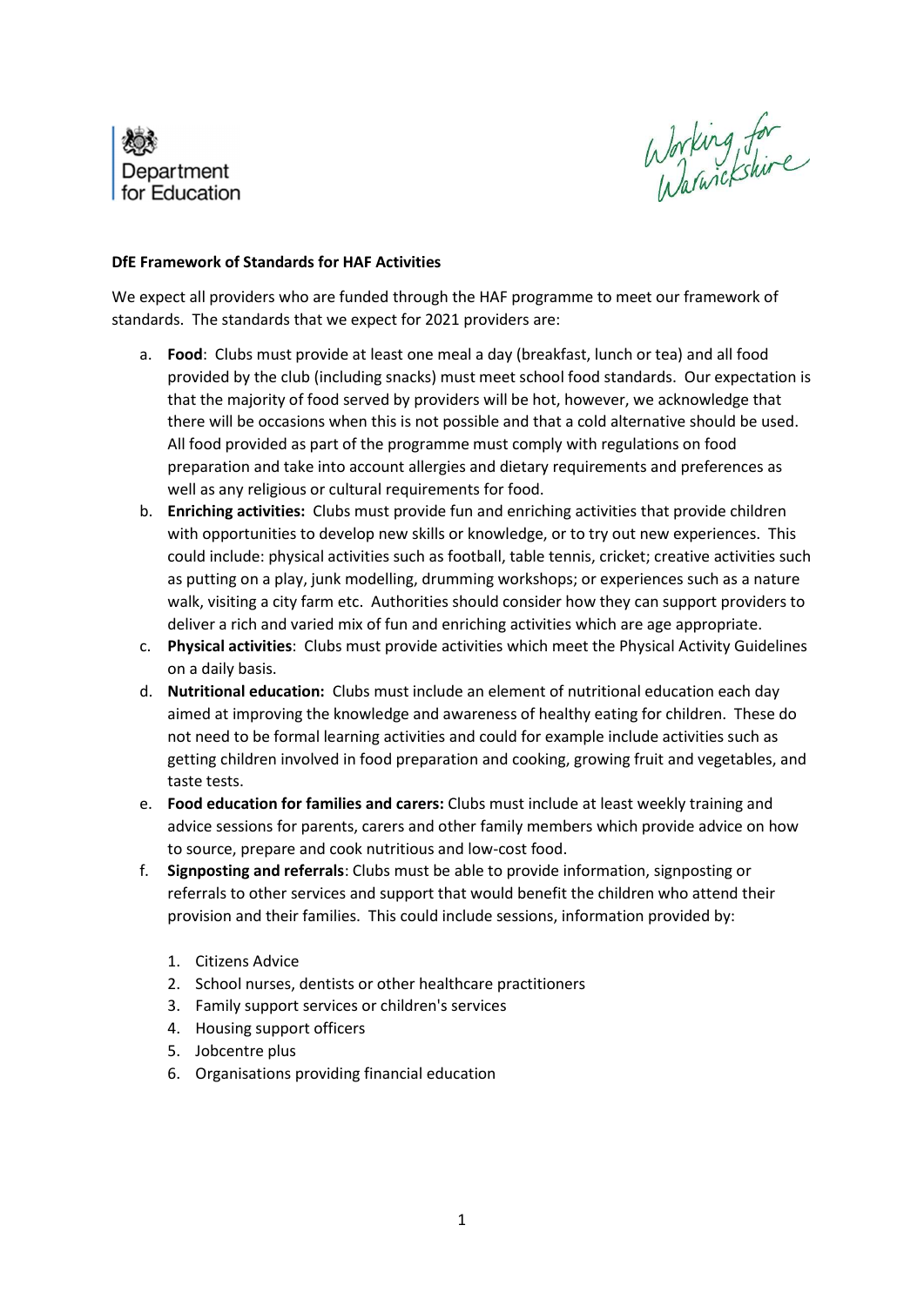Department for Education

Working for Warwickshire

**DfE Framework of Standards for HAF Activities**

We expect all providers who are funded through the HAF programme to meet our framework of standards. The standards that we expect for 2021 providers are:

a. **Food**: Clubs must provide at least one meal a day (breakfast, lunch or tea) and all food provided by the club (including snacks) must meet school food standards. Our expectation is that the majority of food served by providers will be hot, however, we acknowledge that there will be occasions when this is not possible and that a cold alternative should be used. All food provided as part of the programme must comply with regulations on food preparation and take into account allergies and dietary requirements and preferences as well as any religious or cultural requirements for food.

b. **Enriching activities:** Clubs must provide fun and enriching activities that provide children with opportunities to develop new skills or knowledge, or to try out new experiences. This could include: physical activities such as football, table tennis, cricket; creative activities such as putting on a play, junk modelling, drumming workshops; or experiences such as a nature walk, visiting a city farm etc. Authorities should consider how they can support providers to deliver a rich and varied mix of fun and enriching activities which are age appropriate.

c. **Physical activities**: Clubs must provide activities which meet the Physical Activity Guidelines on a daily basis.

d. **Nutritional education:** Clubs must include an element of nutritional education each day aimed at improving the knowledge and awareness of healthy eating for children. These do not need to be formal learning activities and could for example include activities such as getting children involved in food preparation and cooking, growing fruit and vegetables, and taste tests.

e. **Food education for families and carers:** Clubs must include at least weekly training and advice sessions for parents, carers and other family members which provide advice on how to source, prepare and cook nutritious and low-cost food.

f. **Signposting and referrals**: Clubs must be able to provide information, signposting or referrals to other services and support that would benefit the children who attend their provision and their families. This could include sessions, information provided by:

   1. Citizens Advice
   2. School nurses, dentists or other healthcare practitioners
   3. Family support services or children's services
   4. Housing support officers
   5. Jobcentre plus
   6. Organisations providing financial education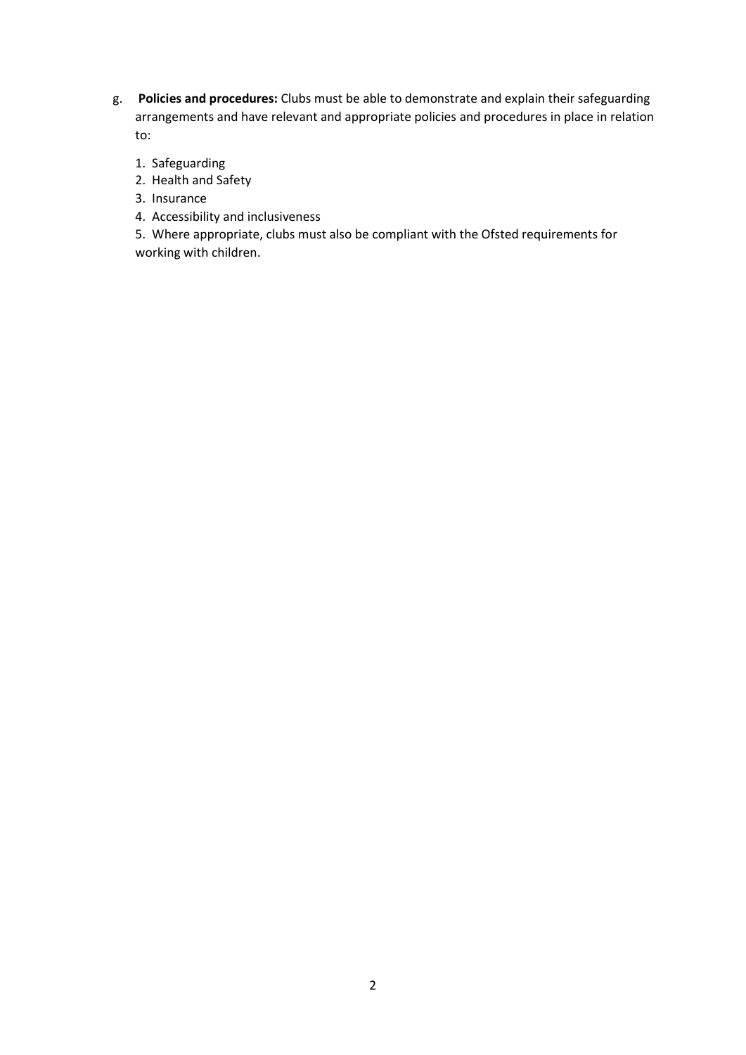g. **Policies and procedures:** Clubs must be able to demonstrate and explain their safeguarding arrangements and have relevant and appropriate policies and procedures in place in relation to:

1. Safeguarding
2. Health and Safety
3. Insurance
4. Accessibility and inclusiveness
5. Where appropriate, clubs must also be compliant with the Ofsted requirements for working with children.